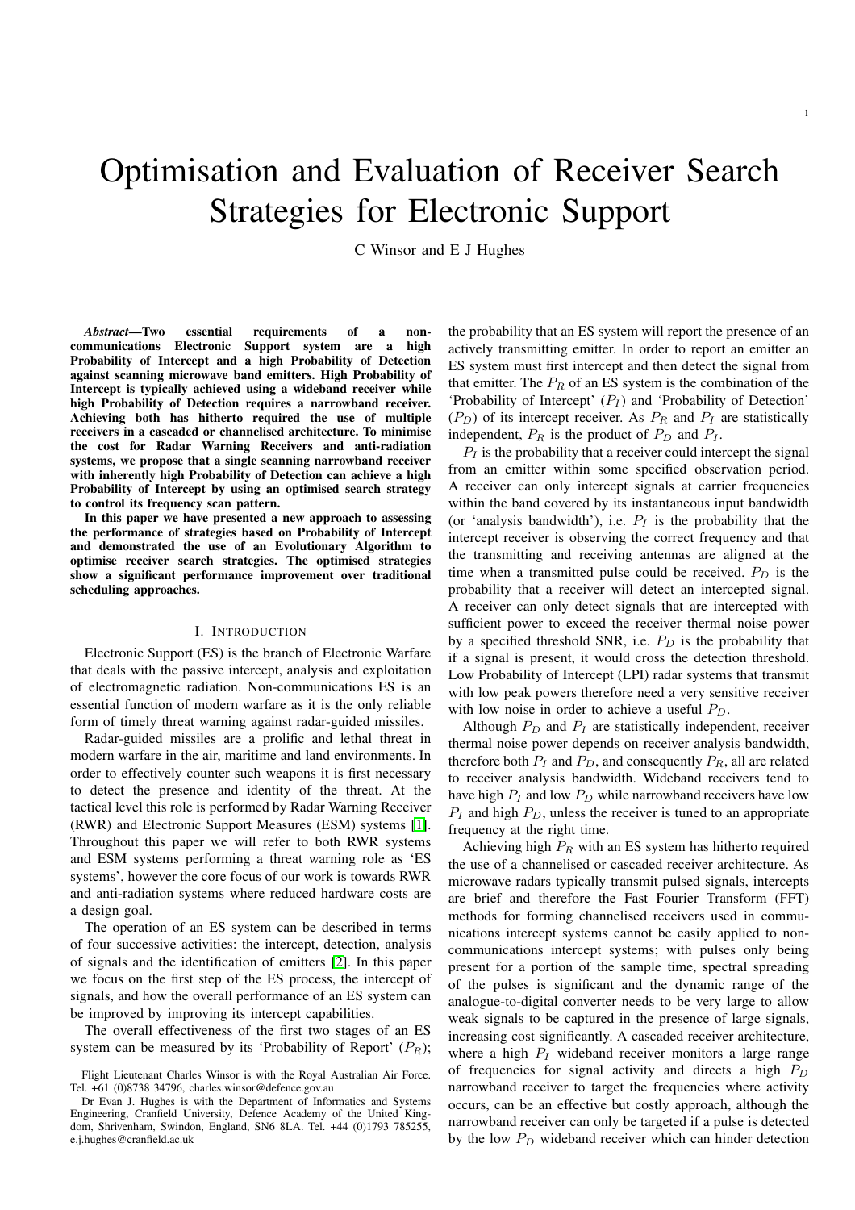# Optimisation and Evaluation of Receiver Search Strategies for Electronic Support

C Winsor and E J Hughes

***Abstract*—Two essential requirements of a non-communications Electronic Support system are a high Probability of Intercept and a high Probability of Detection against scanning microwave band emitters. High Probability of Intercept is typically achieved using a wideband receiver while high Probability of Detection requires a narrowband receiver. Achieving both has hitherto required the use of multiple receivers in a cascaded or channelised architecture. To minimise the cost for Radar Warning Receivers and anti-radiation systems, we propose that a single scanning narrowband receiver with inherently high Probability of Detection can achieve a high Probability of Intercept by using an optimised search strategy to control its frequency scan pattern.**

**In this paper we have presented a new approach to assessing the performance of strategies based on Probability of Intercept and demonstrated the use of an Evolutionary Algorithm to optimise receiver search strategies. The optimised strategies show a significant performance improvement over traditional scheduling approaches.**

## I. Introduction

Electronic Support (ES) is the branch of Electronic Warfare that deals with the passive intercept, analysis and exploitation of electromagnetic radiation. Non-communications ES is an essential function of modern warfare as it is the only reliable form of timely threat warning against radar-guided missiles.

Radar-guided missiles are a prolific and lethal threat in modern warfare in the air, maritime and land environments. In order to effectively counter such weapons it is first necessary to detect the presence and identity of the threat. At the tactical level this role is performed by Radar Warning Receiver (RWR) and Electronic Support Measures (ESM) systems [1]. Throughout this paper we will refer to both RWR systems and ESM systems performing a threat warning role as 'ES systems', however the core focus of our work is towards RWR and anti-radiation systems where reduced hardware costs are a design goal.

The operation of an ES system can be described in terms of four successive activities: the intercept, detection, analysis of signals and the identification of emitters [2]. In this paper we focus on the first step of the ES process, the intercept of signals, and how the overall performance of an ES system can be improved by improving its intercept capabilities.

The overall effectiveness of the first two stages of an ES system can be measured by its 'Probability of Report' ($P_R$); the probability that an ES system will report the presence of an actively transmitting emitter. In order to report an emitter an ES system must first intercept and then detect the signal from that emitter. The $P_R$ of an ES system is the combination of the 'Probability of Intercept' ($P_I$) and 'Probability of Detection' ($P_D$) of its intercept receiver. As $P_R$ and $P_I$ are statistically independent, $P_R$ is the product of $P_D$ and $P_I$.

$P_I$ is the probability that a receiver could intercept the signal from an emitter within some specified observation period. A receiver can only intercept signals at carrier frequencies within the band covered by its instantaneous input bandwidth (or 'analysis bandwidth'), i.e. $P_I$ is the probability that the intercept receiver is observing the correct frequency and that the transmitting and receiving antennas are aligned at the time when a transmitted pulse could be received. $P_D$ is the probability that a receiver will detect an intercepted signal. A receiver can only detect signals that are intercepted with sufficient power to exceed the receiver thermal noise power by a specified threshold SNR, i.e. $P_D$ is the probability that if a signal is present, it would cross the detection threshold. Low Probability of Intercept (LPI) radar systems that transmit with low peak powers therefore need a very sensitive receiver with low noise in order to achieve a useful $P_D$.

Although $P_D$ and $P_I$ are statistically independent, receiver thermal noise power depends on receiver analysis bandwidth, therefore both $P_I$ and $P_D$, and consequently $P_R$, all are related to receiver analysis bandwidth. Wideband receivers tend to have high $P_I$ and low $P_D$ while narrowband receivers have low $P_I$ and high $P_D$, unless the receiver is tuned to an appropriate frequency at the right time.

Achieving high $P_R$ with an ES system has hitherto required the use of a channelised or cascaded receiver architecture. As microwave radars typically transmit pulsed signals, intercepts are brief and therefore the Fast Fourier Transform (FFT) methods for forming channelised receivers used in communications intercept systems cannot be easily applied to non-communications intercept systems; with pulses only being present for a portion of the sample time, spectral spreading of the pulses is significant and the dynamic range of the analogue-to-digital converter needs to be very large to allow weak signals to be captured in the presence of large signals, increasing cost significantly. A cascaded receiver architecture, where a high $P_I$ wideband receiver monitors a large range of frequencies for signal activity and directs a high $P_D$ narrowband receiver to target the frequencies where activity occurs, can be an effective but costly approach, although the narrowband receiver can only be targeted if a pulse is detected by the low $P_D$ wideband receiver which can hinder detection

Flight Lieutenant Charles Winsor is with the Royal Australian Air Force. Tel. +61 (0)8738 34796, charles.winsor@defence.gov.au

Dr Evan J. Hughes is with the Department of Informatics and Systems Engineering, Cranfield University, Defence Academy of the United Kingdom, Shrivenham, Swindon, England, SN6 8LA. Tel. +44 (0)1793 785255, e.j.hughes@cranfield.ac.uk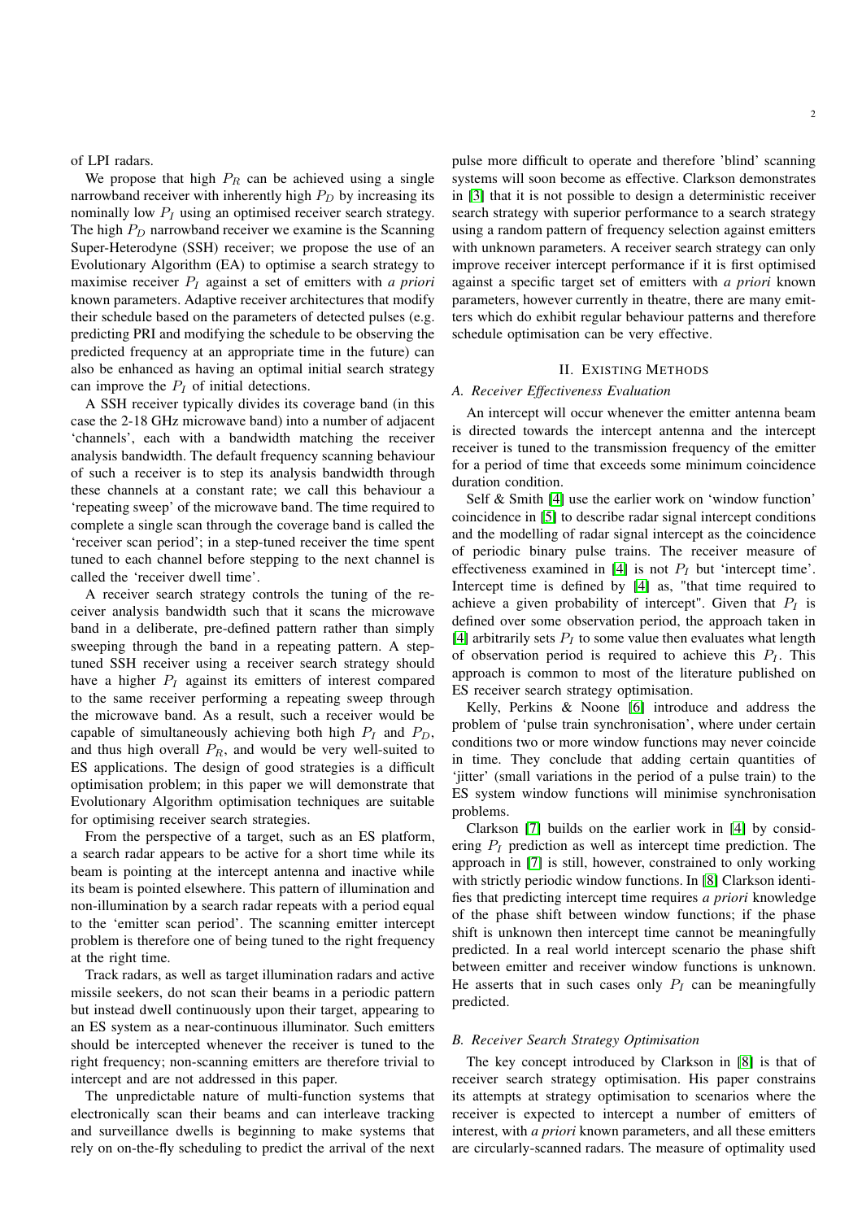of LPI radars.

We propose that high $P_R$ can be achieved using a single narrowband receiver with inherently high $P_D$ by increasing its nominally low $P_I$ using an optimised receiver search strategy. The high $P_D$ narrowband receiver we examine is the Scanning Super-Heterodyne (SSH) receiver; we propose the use of an Evolutionary Algorithm (EA) to optimise a search strategy to maximise receiver $P_I$ against a set of emitters with *a priori* known parameters. Adaptive receiver architectures that modify their schedule based on the parameters of detected pulses (e.g. predicting PRI and modifying the schedule to be observing the predicted frequency at an appropriate time in the future) can also be enhanced as having an optimal initial search strategy can improve the $P_I$ of initial detections.

A SSH receiver typically divides its coverage band (in this case the 2-18 GHz microwave band) into a number of adjacent 'channels', each with a bandwidth matching the receiver analysis bandwidth. The default frequency scanning behaviour of such a receiver is to step its analysis bandwidth through these channels at a constant rate; we call this behaviour a 'repeating sweep' of the microwave band. The time required to complete a single scan through the coverage band is called the 'receiver scan period'; in a step-tuned receiver the time spent tuned to each channel before stepping to the next channel is called the 'receiver dwell time'.

A receiver search strategy controls the tuning of the receiver analysis bandwidth such that it scans the microwave band in a deliberate, pre-defined pattern rather than simply sweeping through the band in a repeating pattern. A step-tuned SSH receiver using a receiver search strategy should have a higher $P_I$ against its emitters of interest compared to the same receiver performing a repeating sweep through the microwave band. As a result, such a receiver would be capable of simultaneously achieving both high $P_I$ and $P_D$, and thus high overall $P_R$, and would be very well-suited to ES applications. The design of good strategies is a difficult optimisation problem; in this paper we will demonstrate that Evolutionary Algorithm optimisation techniques are suitable for optimising receiver search strategies.

From the perspective of a target, such as an ES platform, a search radar appears to be active for a short time while its beam is pointing at the intercept antenna and inactive while its beam is pointed elsewhere. This pattern of illumination and non-illumination by a search radar repeats with a period equal to the 'emitter scan period'. The scanning emitter intercept problem is therefore one of being tuned to the right frequency at the right time.

Track radars, as well as target illumination radars and active missile seekers, do not scan their beams in a periodic pattern but instead dwell continuously upon their target, appearing to an ES system as a near-continuous illuminator. Such emitters should be intercepted whenever the receiver is tuned to the right frequency; non-scanning emitters are therefore trivial to intercept and are not addressed in this paper.

The unpredictable nature of multi-function systems that electronically scan their beams and can interleave tracking and surveillance dwells is beginning to make systems that rely on on-the-fly scheduling to predict the arrival of the next pulse more difficult to operate and therefore 'blind' scanning systems will soon become as effective. Clarkson demonstrates in [3] that it is not possible to design a deterministic receiver search strategy with superior performance to a search strategy using a random pattern of frequency selection against emitters with unknown parameters. A receiver search strategy can only improve receiver intercept performance if it is first optimised against a specific target set of emitters with *a priori* known parameters, however currently in theatre, there are many emitters which do exhibit regular behaviour patterns and therefore schedule optimisation can be very effective.

## II. Existing Methods

### A. Receiver Effectiveness Evaluation

An intercept will occur whenever the emitter antenna beam is directed towards the intercept antenna and the intercept receiver is tuned to the transmission frequency of the emitter for a period of time that exceeds some minimum coincidence duration condition.

Self & Smith [4] use the earlier work on 'window function' coincidence in [5] to describe radar signal intercept conditions and the modelling of radar signal intercept as the coincidence of periodic binary pulse trains. The receiver measure of effectiveness examined in [4] is not $P_I$ but 'intercept time'. Intercept time is defined by [4] as, "that time required to achieve a given probability of intercept". Given that $P_I$ is defined over some observation period, the approach taken in [4] arbitrarily sets $P_I$ to some value then evaluates what length of observation period is required to achieve this $P_I$. This approach is common to most of the literature published on ES receiver search strategy optimisation.

Kelly, Perkins & Noone [6] introduce and address the problem of 'pulse train synchronisation', where under certain conditions two or more window functions may never coincide in time. They conclude that adding certain quantities of 'jitter' (small variations in the period of a pulse train) to the ES system window functions will minimise synchronisation problems.

Clarkson [7] builds on the earlier work in [4] by considering $P_I$ prediction as well as intercept time prediction. The approach in [7] is still, however, constrained to only working with strictly periodic window functions. In [8] Clarkson identifies that predicting intercept time requires *a priori* knowledge of the phase shift between window functions; if the phase shift is unknown then intercept time cannot be meaningfully predicted. In a real world intercept scenario the phase shift between emitter and receiver window functions is unknown. He asserts that in such cases only $P_I$ can be meaningfully predicted.

### B. Receiver Search Strategy Optimisation

The key concept introduced by Clarkson in [8] is that of receiver search strategy optimisation. His paper constrains its attempts at strategy optimisation to scenarios where the receiver is expected to intercept a number of emitters of interest, with *a priori* known parameters, and all these emitters are circularly-scanned radars. The measure of optimality used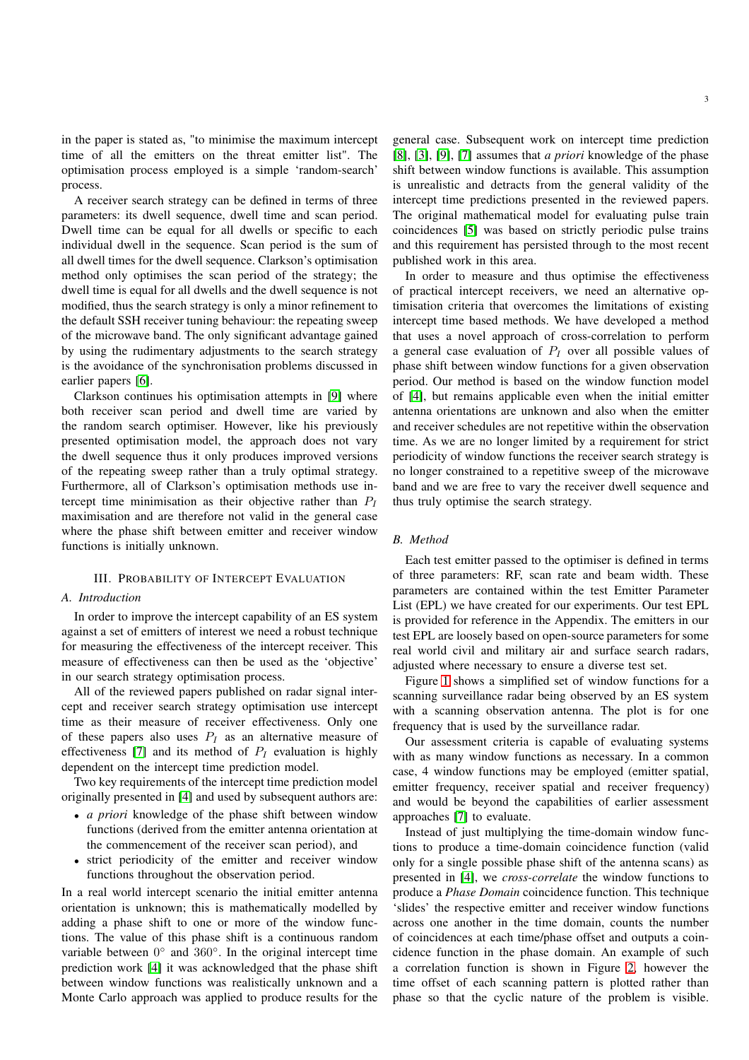in the paper is stated as, "to minimise the maximum intercept time of all the emitters on the threat emitter list". The optimisation process employed is a simple 'random-search' process.

A receiver search strategy can be defined in terms of three parameters: its dwell sequence, dwell time and scan period. Dwell time can be equal for all dwells or specific to each individual dwell in the sequence. Scan period is the sum of all dwell times for the dwell sequence. Clarkson's optimisation method only optimises the scan period of the strategy; the dwell time is equal for all dwells and the dwell sequence is not modified, thus the search strategy is only a minor refinement to the default SSH receiver tuning behaviour: the repeating sweep of the microwave band. The only significant advantage gained by using the rudimentary adjustments to the search strategy is the avoidance of the synchronisation problems discussed in earlier papers [6].

Clarkson continues his optimisation attempts in [9] where both receiver scan period and dwell time are varied by the random search optimiser. However, like his previously presented optimisation model, the approach does not vary the dwell sequence thus it only produces improved versions of the repeating sweep rather than a truly optimal strategy. Furthermore, all of Clarkson's optimisation methods use intercept time minimisation as their objective rather than $P_I$ maximisation and are therefore not valid in the general case where the phase shift between emitter and receiver window functions is initially unknown.

## III. Probability of Intercept Evaluation

### A. Introduction

In order to improve the intercept capability of an ES system against a set of emitters of interest we need a robust technique for measuring the effectiveness of the intercept receiver. This measure of effectiveness can then be used as the 'objective' in our search strategy optimisation process.

All of the reviewed papers published on radar signal intercept and receiver search strategy optimisation use intercept time as their measure of receiver effectiveness. Only one of these papers also uses $P_I$ as an alternative measure of effectiveness [7] and its method of $P_I$ evaluation is highly dependent on the intercept time prediction model.

Two key requirements of the intercept time prediction model originally presented in [4] and used by subsequent authors are:

- *a priori* knowledge of the phase shift between window functions (derived from the emitter antenna orientation at the commencement of the receiver scan period), and
- strict periodicity of the emitter and receiver window functions throughout the observation period.

In a real world intercept scenario the initial emitter antenna orientation is unknown; this is mathematically modelled by adding a phase shift to one or more of the window functions. The value of this phase shift is a continuous random variable between $0^\circ$ and $360^\circ$. In the original intercept time prediction work [4] it was acknowledged that the phase shift between window functions was realistically unknown and a Monte Carlo approach was applied to produce results for the general case. Subsequent work on intercept time prediction [8], [3], [9], [7] assumes that *a priori* knowledge of the phase shift between window functions is available. This assumption is unrealistic and detracts from the general validity of the intercept time predictions presented in the reviewed papers. The original mathematical model for evaluating pulse train coincidences [5] was based on strictly periodic pulse trains and this requirement has persisted through to the most recent published work in this area.

In order to measure and thus optimise the effectiveness of practical intercept receivers, we need an alternative optimisation criteria that overcomes the limitations of existing intercept time based methods. We have developed a method that uses a novel approach of cross-correlation to perform a general case evaluation of $P_I$ over all possible values of phase shift between window functions for a given observation period. Our method is based on the window function model of [4], but remains applicable even when the initial emitter antenna orientations are unknown and also when the emitter and receiver schedules are not repetitive within the observation time. As we are no longer limited by a requirement for strict periodicity of window functions the receiver search strategy is no longer constrained to a repetitive sweep of the microwave band and we are free to vary the receiver dwell sequence and thus truly optimise the search strategy.

### B. Method

Each test emitter passed to the optimiser is defined in terms of three parameters: RF, scan rate and beam width. These parameters are contained within the test Emitter Parameter List (EPL) we have created for our experiments. Our test EPL is provided for reference in the Appendix. The emitters in our test EPL are loosely based on open-source parameters for some real world civil and military air and surface search radars, adjusted where necessary to ensure a diverse test set.

Figure 1 shows a simplified set of window functions for a scanning surveillance radar being observed by an ES system with a scanning observation antenna. The plot is for one frequency that is used by the surveillance radar.

Our assessment criteria is capable of evaluating systems with as many window functions as necessary. In a common case, 4 window functions may be employed (emitter spatial, emitter frequency, receiver spatial and receiver frequency) and would be beyond the capabilities of earlier assessment approaches [7] to evaluate.

Instead of just multiplying the time-domain window functions to produce a time-domain coincidence function (valid only for a single possible phase shift of the antenna scans) as presented in [4], we *cross-correlate* the window functions to produce a *Phase Domain* coincidence function. This technique 'slides' the respective emitter and receiver window functions across one another in the time domain, counts the number of coincidences at each time/phase offset and outputs a coincidence function in the phase domain. An example of such a correlation function is shown in Figure 2, however the time offset of each scanning pattern is plotted rather than phase so that the cyclic nature of the problem is visible.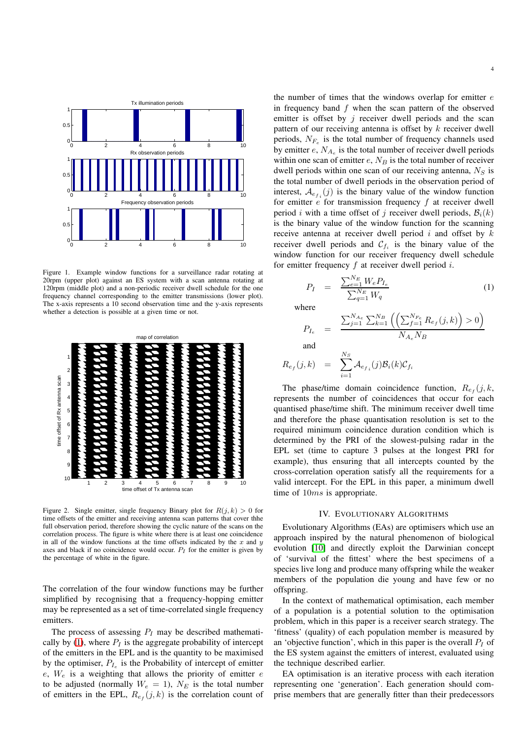Figure 1. Example window functions for a surveillance radar rotating at 20rpm (upper plot) against an ES system with a scan antenna rotating at 120rpm (middle plot) and a non-periodic receiver dwell schedule for the one frequency channel corresponding to the emitter transmissions (lower plot). The x-axis represents a 10 second observation time and the y-axis represents whether a detection is possible at a given time or not.

Figure 2. Single emitter, single frequency Binary plot for $R(j,k) > 0$ for time offsets of the emitter and receiving antenna scan patterns that cover thhe full observation period, therefore showing the cyclic nature of the scans on the correlation process. The figure is white where there is at least one coincidence in all of the window functions at the time offsets indicated by the $x$ and $y$ axes and black if no coincidence would occur. $P_I$ for the emitter is given by the percentage of white in the figure.

The correlation of the four window functions may be further simplified by recognising that a frequency-hopping emitter may be represented as a set of time-correlated single frequency emitters.

The process of assessing $P_I$ may be described mathematically by (1), where $P_I$ is the aggregate probability of intercept of the emitters in the EPL and is the quantity to be maximised by the optimiser, $P_{I_e}$ is the Probability of intercept of emitter $e$, $W_e$ is a weighting that allows the priority of emitter $e$ to be adjusted (normally $W_e = 1$), $N_E$ is the total number of emitters in the EPL, $R_{e_f}(j,k)$ is the correlation count of the number of times that the windows overlap for emitter $e$ in frequency band $f$ when the scan pattern of the observed emitter is offset by $j$ receiver dwell periods and the scan pattern of our receiving antenna is offset by $k$ receiver dwell periods, $N_{F_e}$ is the total number of frequency channels used by emitter $e$, $N_{A_e}$ is the total number of receiver dwell periods within one scan of emitter $e$, $N_B$ is the total number of receiver dwell periods within one scan of our receiving antenna, $N_S$ is the total number of dwell periods in the observation period of interest, $\mathcal{A}_{e_{f_i}}(j)$ is the binary value of the window function for emitter $e$ for transmission frequency $f$ at receiver dwell period $i$ with a time offset of $j$ receiver dwell periods, $\mathcal{B}_i(k)$ is the binary value of the window function for the scanning receive antenna at receiver dwell period $i$ and offset by $k$ receiver dwell periods and $\mathcal{C}_{f_i}$ is the binary value of the window function for our receiver frequency dwell schedule for emitter frequency $f$ at receiver dwell period $i$.

$$P_I = \frac{\sum_{e=1}^{N_E} W_e P_{I_e}}{\sum_{q=1}^{N_E} W_q} \tag{1}$$

where

$$P_{I_e} = \frac{\sum_{j=1}^{N_{A_e}} \sum_{k=1}^{N_B} \left( \left( \sum_{f=1}^{N_{F_e}} R_{e_f}(j,k) \right) > 0 \right)}{N_{A_e} N_B}$$

and

$$R_{e_f}(j,k) = \sum_{i=1}^{N_S} \mathcal{A}_{e_{f_i}}(j) \mathcal{B}_i(k) \mathcal{C}_{f_i}$$

The phase/time domain coincidence function, $R_{e_f}(j,k,$ represents the number of coincidences that occur for each quantised phase/time shift. The minimum receiver dwell time and therefore the phase quantisation resolution is set to the required minimum coincidence duration condition which is determined by the PRI of the slowest-pulsing radar in the EPL set (time to capture 3 pulses at the longest PRI for example), thus ensuring that all intercepts counted by the cross-correlation operation satisfy all the requirements for a valid intercept. For the EPL in this paper, a minimum dwell time of $10ms$ is appropriate.

## IV. Evolutionary Algorithms

Evolutionary Algorithms (EAs) are optimisers which use an approach inspired by the natural phenomenon of biological evolution [10] and directly exploit the Darwinian concept of 'survival of the fittest' where the best specimens of a species live long and produce many offspring while the weaker members of the population die young and have few or no offspring.

In the context of mathematical optimisation, each member of a population is a potential solution to the optimisation problem, which in this paper is a receiver search strategy. The 'fitness' (quality) of each population member is measured by an 'objective function', which in this paper is the overall $P_I$ of the ES system against the emitters of interest, evaluated using the technique described earlier.

EA optimisation is an iterative process with each iteration representing one 'generation'. Each generation should comprise members that are generally fitter than their predecessors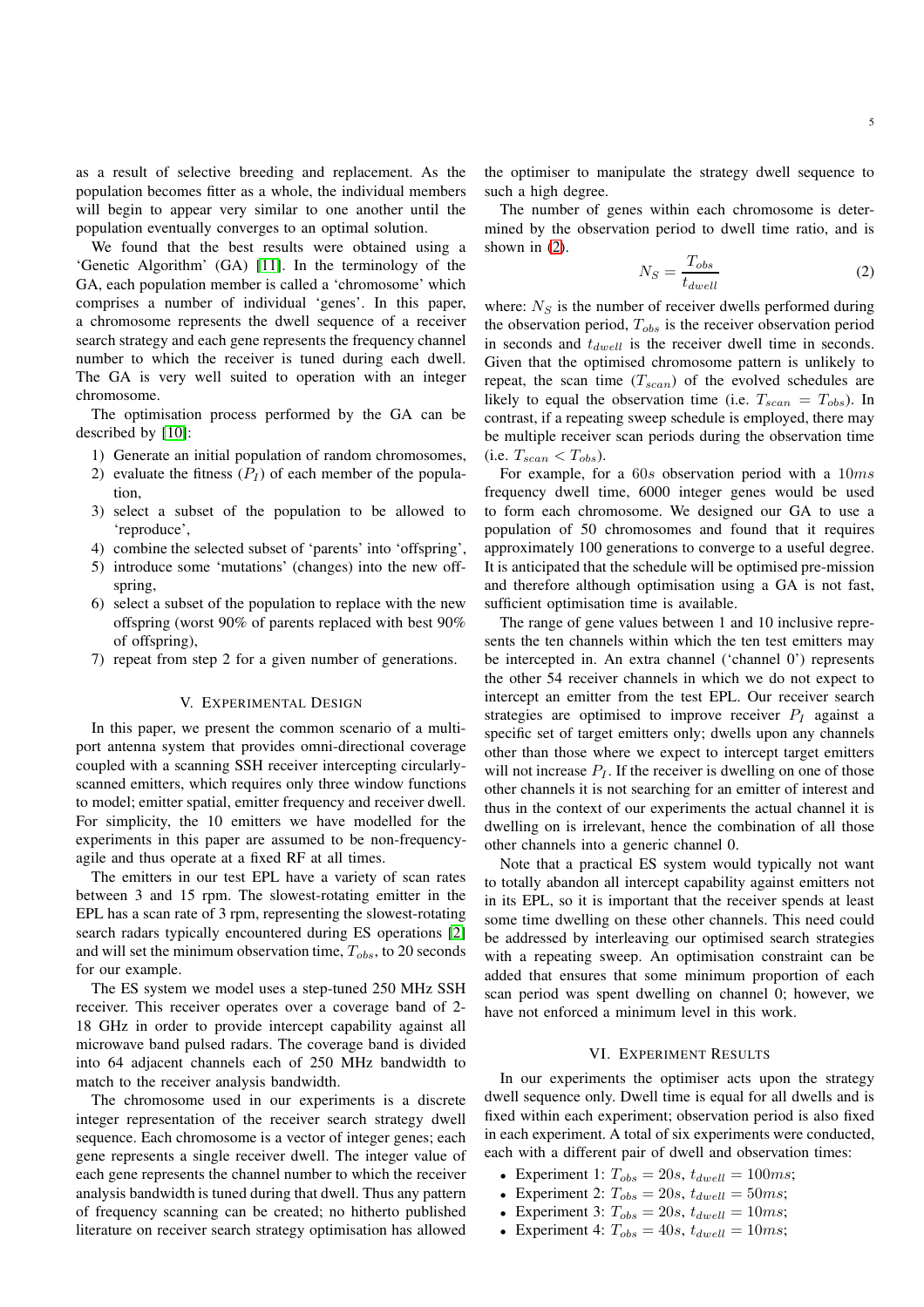as a result of selective breeding and replacement. As the population becomes fitter as a whole, the individual members will begin to appear very similar to one another until the population eventually converges to an optimal solution.

We found that the best results were obtained using a 'Genetic Algorithm' (GA) [11]. In the terminology of the GA, each population member is called a 'chromosome' which comprises a number of individual 'genes'. In this paper, a chromosome represents the dwell sequence of a receiver search strategy and each gene represents the frequency channel number to which the receiver is tuned during each dwell. The GA is very well suited to operation with an integer chromosome.

The optimisation process performed by the GA can be described by [10]:

1) Generate an initial population of random chromosomes,
2) evaluate the fitness ($P_I$) of each member of the population,
3) select a subset of the population to be allowed to 'reproduce',
4) combine the selected subset of 'parents' into 'offspring',
5) introduce some 'mutations' (changes) into the new offspring,
6) select a subset of the population to replace with the new offspring (worst 90% of parents replaced with best 90% of offspring),
7) repeat from step 2 for a given number of generations.

## V. Experimental Design

In this paper, we present the common scenario of a multi-port antenna system that provides omni-directional coverage coupled with a scanning SSH receiver intercepting circularly-scanned emitters, which requires only three window functions to model; emitter spatial, emitter frequency and receiver dwell. For simplicity, the 10 emitters we have modelled for the experiments in this paper are assumed to be non-frequency-agile and thus operate at a fixed RF at all times.

The emitters in our test EPL have a variety of scan rates between 3 and 15 rpm. The slowest-rotating emitter in the EPL has a scan rate of 3 rpm, representing the slowest-rotating search radars typically encountered during ES operations [2] and will set the minimum observation time, $T_{obs}$, to 20 seconds for our example.

The ES system we model uses a step-tuned 250 MHz SSH receiver. This receiver operates over a coverage band of 2-18 GHz in order to provide intercept capability against all microwave band pulsed radars. The coverage band is divided into 64 adjacent channels each of 250 MHz bandwidth to match to the receiver analysis bandwidth.

The chromosome used in our experiments is a discrete integer representation of the receiver search strategy dwell sequence. Each chromosome is a vector of integer genes; each gene represents a single receiver dwell. The integer value of each gene represents the channel number to which the receiver analysis bandwidth is tuned during that dwell. Thus any pattern of frequency scanning can be created; no hitherto published literature on receiver search strategy optimisation has allowed the optimiser to manipulate the strategy dwell sequence to such a high degree.

The number of genes within each chromosome is determined by the observation period to dwell time ratio, and is shown in (2).

$$N_S = \frac{T_{obs}}{t_{dwell}} \tag{2}$$

where: $N_S$ is the number of receiver dwells performed during the observation period, $T_{obs}$ is the receiver observation period in seconds and $t_{dwell}$ is the receiver dwell time in seconds. Given that the optimised chromosome pattern is unlikely to repeat, the scan time ($T_{scan}$) of the evolved schedules are likely to equal the observation time (i.e. $T_{scan} = T_{obs}$). In contrast, if a repeating sweep schedule is employed, there may be multiple receiver scan periods during the observation time (i.e. $T_{scan} < T_{obs}$).

For example, for a $60s$ observation period with a $10ms$ frequency dwell time, 6000 integer genes would be used to form each chromosome. We designed our GA to use a population of 50 chromosomes and found that it requires approximately 100 generations to converge to a useful degree. It is anticipated that the schedule will be optimised pre-mission and therefore although optimisation using a GA is not fast, sufficient optimisation time is available.

The range of gene values between 1 and 10 inclusive represents the ten channels within which the ten test emitters may be intercepted in. An extra channel ('channel 0') represents the other 54 receiver channels in which we do not expect to intercept an emitter from the test EPL. Our receiver search strategies are optimised to improve receiver $P_I$ against a specific set of target emitters only; dwells upon any channels other than those where we expect to intercept target emitters will not increase $P_I$. If the receiver is dwelling on one of those other channels it is not searching for an emitter of interest and thus in the context of our experiments the actual channel it is dwelling on is irrelevant, hence the combination of all those other channels into a generic channel 0.

Note that a practical ES system would typically not want to totally abandon all intercept capability against emitters not in its EPL, so it is important that the receiver spends at least some time dwelling on these other channels. This need could be addressed by interleaving our optimised search strategies with a repeating sweep. An optimisation constraint can be added that ensures that some minimum proportion of each scan period was spent dwelling on channel 0; however, we have not enforced a minimum level in this work.

## VI. Experiment Results

In our experiments the optimiser acts upon the strategy dwell sequence only. Dwell time is equal for all dwells and is fixed within each experiment; observation period is also fixed in each experiment. A total of six experiments were conducted, each with a different pair of dwell and observation times:

- Experiment 1: $T_{obs} = 20s$, $t_{dwell} = 100ms$;
- Experiment 2: $T_{obs} = 20s$, $t_{dwell} = 50ms$;
- Experiment 3: $T_{obs} = 20s$, $t_{dwell} = 10ms$;
- Experiment 4: $T_{obs} = 40s$, $t_{dwell} = 10ms$;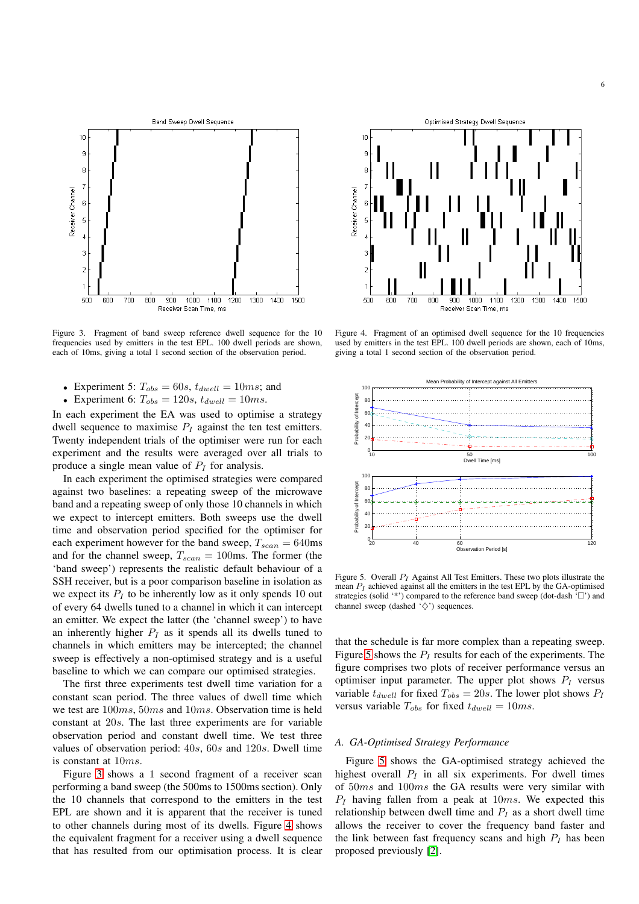Figure 3. Fragment of band sweep reference dwell sequence for the 10 frequencies used by emitters in the test EPL. 100 dwell periods are shown, each of 10ms, giving a total 1 second section of the observation period.

Figure 4. Fragment of an optimised dwell sequence for the 10 frequencies used by emitters in the test EPL. 100 dwell periods are shown, each of 10ms, giving a total 1 second section of the observation period.

- Experiment 5: $T_{obs} = 60s$, $t_{dwell} = 10ms$; and
- Experiment 6: $T_{obs} = 120s$, $t_{dwell} = 10ms$.

In each experiment the EA was used to optimise a strategy dwell sequence to maximise $P_I$ against the ten test emitters. Twenty independent trials of the optimiser were run for each experiment and the results were averaged over all trials to produce a single mean value of $P_I$ for analysis.

In each experiment the optimised strategies were compared against two baselines: a repeating sweep of the microwave band and a repeating sweep of only those 10 channels in which we expect to intercept emitters. Both sweeps use the dwell time and observation period specified for the optimiser for each experiment however for the band sweep, $T_{scan} = 640$ms and for the channel sweep, $T_{scan} = 100$ms. The former (the 'band sweep') represents the realistic default behaviour of a SSH receiver, but is a poor comparison baseline in isolation as we expect its $P_I$ to be inherently low as it only spends 10 out of every 64 dwells tuned to a channel in which it can intercept an emitter. We expect the latter (the 'channel sweep') to have an inherently higher $P_I$ as it spends all its dwells tuned to channels in which emitters may be intercepted; the channel sweep is effectively a non-optimised strategy and is a useful baseline to which we can compare our optimised strategies.

The first three experiments test dwell time variation for a constant scan period. The three values of dwell time which we test are $100ms$, $50ms$ and $10ms$. Observation time is held constant at $20s$. The last three experiments are for variable observation period and constant dwell time. We test three values of observation period: $40s$, $60s$ and $120s$. Dwell time is constant at $10ms$.

Figure 3 shows a 1 second fragment of a receiver scan performing a band sweep (the 500ms to 1500ms section). Only the 10 channels that correspond to the emitters in the test EPL are shown and it is apparent that the receiver is tuned to other channels during most of its dwells. Figure 4 shows the equivalent fragment for a receiver using a dwell sequence that has resulted from our optimisation process. It is clear that the schedule is far more complex than a repeating sweep. Figure 5 shows the $P_I$ results for each of the experiments. The figure comprises two plots of receiver performance versus an optimiser input parameter. The upper plot shows $P_I$ versus variable $t_{dwell}$ for fixed $T_{obs} = 20s$. The lower plot shows $P_I$ versus variable $T_{obs}$ for fixed $t_{dwell} = 10ms$.

Figure 5. Overall $P_I$ Against All Test Emitters. These two plots illustrate the mean $P_I$ achieved against all the emitters in the test EPL by the GA-optimised strategies (solid '*') compared to the reference band sweep (dot-dash '□') and channel sweep (dashed '◇') sequences.

### A. GA-Optimised Strategy Performance

Figure 5 shows the GA-optimised strategy achieved the highest overall $P_I$ in all six experiments. For dwell times of $50ms$ and $100ms$ the GA results were very similar with $P_I$ having fallen from a peak at $10ms$. We expected this relationship between dwell time and $P_I$ as a short dwell time allows the receiver to cover the frequency band faster and the link between fast frequency scans and high $P_I$ has been proposed previously [2].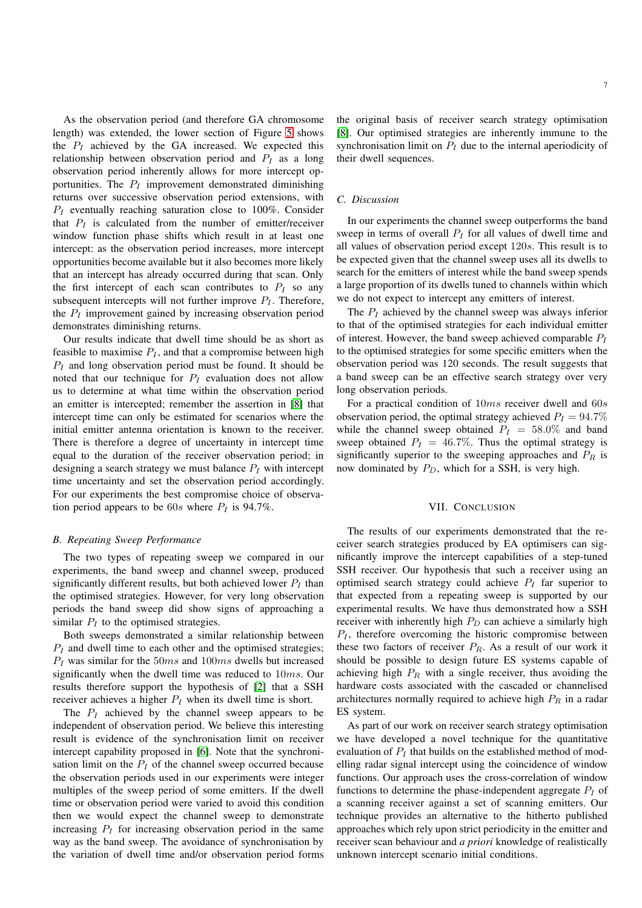As the observation period (and therefore GA chromosome length) was extended, the lower section of Figure 5 shows the $P_I$ achieved by the GA increased. We expected this relationship between observation period and $P_I$ as a long observation period inherently allows for more intercept opportunities. The $P_I$ improvement demonstrated diminishing returns over successive observation period extensions, with $P_I$ eventually reaching saturation close to 100%. Consider that $P_I$ is calculated from the number of emitter/receiver window function phase shifts which result in at least one intercept: as the observation period increases, more intercept opportunities become available but it also becomes more likely that an intercept has already occurred during that scan. Only the first intercept of each scan contributes to $P_I$ so any subsequent intercepts will not further improve $P_I$. Therefore, the $P_I$ improvement gained by increasing observation period demonstrates diminishing returns.

Our results indicate that dwell time should be as short as feasible to maximise $P_I$, and that a compromise between high $P_I$ and long observation period must be found. It should be noted that our technique for $P_I$ evaluation does not allow us to determine at what time within the observation period an emitter is intercepted; remember the assertion in [8] that intercept time can only be estimated for scenarios where the initial emitter antenna orientation is known to the receiver. There is therefore a degree of uncertainty in intercept time equal to the duration of the receiver observation period; in designing a search strategy we must balance $P_I$ with intercept time uncertainty and set the observation period accordingly. For our experiments the best compromise choice of observation period appears to be $60s$ where $P_I$ is 94.7%.

### B. Repeating Sweep Performance

The two types of repeating sweep we compared in our experiments, the band sweep and channel sweep, produced significantly different results, but both achieved lower $P_I$ than the optimised strategies. However, for very long observation periods the band sweep did show signs of approaching a similar $P_I$ to the optimised strategies.

Both sweeps demonstrated a similar relationship between $P_I$ and dwell time to each other and the optimised strategies; $P_I$ was similar for the $50ms$ and $100ms$ dwells but increased significantly when the dwell time was reduced to $10ms$. Our results therefore support the hypothesis of [2] that a SSH receiver achieves a higher $P_I$ when its dwell time is short.

The $P_I$ achieved by the channel sweep appears to be independent of observation period. We believe this interesting result is evidence of the synchronisation limit on receiver intercept capability proposed in [6]. Note that the synchronisation limit on the $P_I$ of the channel sweep occurred because the observation periods used in our experiments were integer multiples of the sweep period of some emitters. If the dwell time or observation period were varied to avoid this condition then we would expect the channel sweep to demonstrate increasing $P_I$ for increasing observation period in the same way as the band sweep. The avoidance of synchronisation by the variation of dwell time and/or observation period forms the original basis of receiver search strategy optimisation [8]. Our optimised strategies are inherently immune to the synchronisation limit on $P_I$ due to the internal aperiodicity of their dwell sequences.

### C. Discussion

In our experiments the channel sweep outperforms the band sweep in terms of overall $P_I$ for all values of dwell time and all values of observation period except $120s$. This result is to be expected given that the channel sweep uses all its dwells to search for the emitters of interest while the band sweep spends a large proportion of its dwells tuned to channels within which we do not expect to intercept any emitters of interest.

The $P_I$ achieved by the channel sweep was always inferior to that of the optimised strategies for each individual emitter of interest. However, the band sweep achieved comparable $P_I$ to the optimised strategies for some specific emitters when the observation period was 120 seconds. The result suggests that a band sweep can be an effective search strategy over very long observation periods.

For a practical condition of $10ms$ receiver dwell and $60s$ observation period, the optimal strategy achieved $P_I = 94.7\%$ while the channel sweep obtained $P_I = 58.0\%$ and band sweep obtained $P_I = 46.7\%$. Thus the optimal strategy is significantly superior to the sweeping approaches and $P_R$ is now dominated by $P_D$, which for a SSH, is very high.

## VII. Conclusion

The results of our experiments demonstrated that the receiver search strategies produced by EA optimisers can significantly improve the intercept capabilities of a step-tuned SSH receiver. Our hypothesis that such a receiver using an optimised search strategy could achieve $P_I$ far superior to that expected from a repeating sweep is supported by our experimental results. We have thus demonstrated how a SSH receiver with inherently high $P_D$ can achieve a similarly high $P_I$, therefore overcoming the historic compromise between these two factors of receiver $P_R$. As a result of our work it should be possible to design future ES systems capable of achieving high $P_R$ with a single receiver, thus avoiding the hardware costs associated with the cascaded or channelised architectures normally required to achieve high $P_R$ in a radar ES system.

As part of our work on receiver search strategy optimisation we have developed a novel technique for the quantitative evaluation of $P_I$ that builds on the established method of modelling radar signal intercept using the coincidence of window functions. Our approach uses the cross-correlation of window functions to determine the phase-independent aggregate $P_I$ of a scanning receiver against a set of scanning emitters. Our technique provides an alternative to the hitherto published approaches which rely upon strict periodicity in the emitter and receiver scan behaviour and *a priori* knowledge of realistically unknown intercept scenario initial conditions.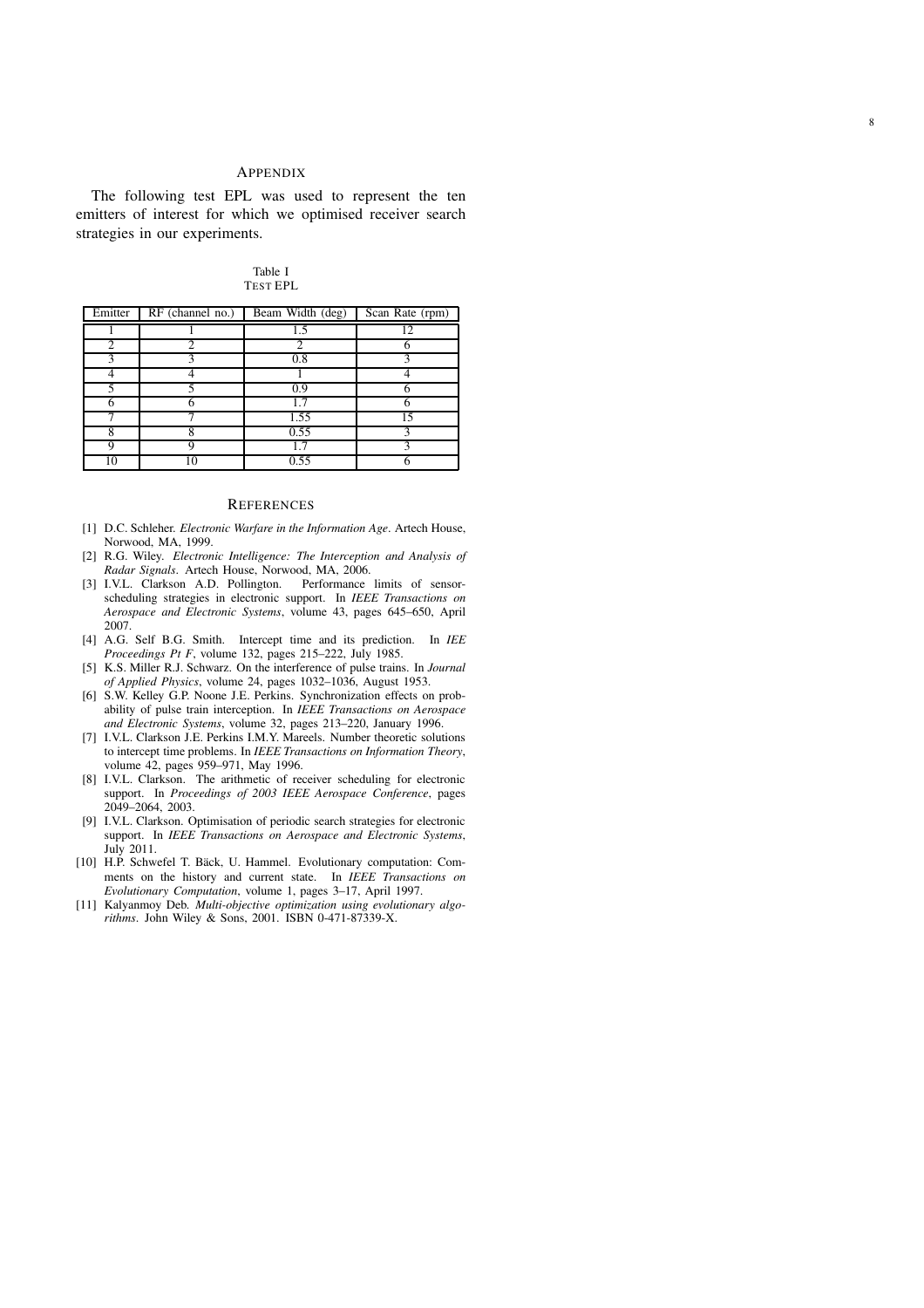## APPENDIX

The following test EPL was used to represent the ten emitters of interest for which we optimised receiver search strategies in our experiments.

Table I
TEST EPL

| Emitter | RF (channel no.) | Beam Width (deg) | Scan Rate (rpm) |
|---|---|---|---|
| 1 | 1 | 1.5 | 12 |
| 2 | 2 | 2 | 6 |
| 3 | 3 | 0.8 | 3 |
| 4 | 4 | 1 | 4 |
| 5 | 5 | 0.9 | 6 |
| 6 | 6 | 1.7 | 6 |
| 7 | 7 | 1.55 | 15 |
| 8 | 8 | 0.55 | 3 |
| 9 | 9 | 1.7 | 3 |
| 10 | 10 | 0.55 | 6 |

## REFERENCES

[1] D.C. Schleher. *Electronic Warfare in the Information Age*. Artech House, Norwood, MA, 1999.

[2] R.G. Wiley. *Electronic Intelligence: The Interception and Analysis of Radar Signals*. Artech House, Norwood, MA, 2006.

[3] I.V.L. Clarkson A.D. Pollington. Performance limits of sensor-scheduling strategies in electronic support. In *IEEE Transactions on Aerospace and Electronic Systems*, volume 43, pages 645–650, April 2007.

[4] A.G. Self B.G. Smith. Intercept time and its prediction. In *IEE Proceedings Pt F*, volume 132, pages 215–222, July 1985.

[5] K.S. Miller R.J. Schwarz. On the interference of pulse trains. In *Journal of Applied Physics*, volume 24, pages 1032–1036, August 1953.

[6] S.W. Kelley G.P. Noone J.E. Perkins. Synchronization effects on probability of pulse train interception. In *IEEE Transactions on Aerospace and Electronic Systems*, volume 32, pages 213–220, January 1996.

[7] I.V.L. Clarkson J.E. Perkins I.M.Y. Mareels. Number theoretic solutions to intercept time problems. In *IEEE Transactions on Information Theory*, volume 42, pages 959–971, May 1996.

[8] I.V.L. Clarkson. The arithmetic of receiver scheduling for electronic support. In *Proceedings of 2003 IEEE Aerospace Conference*, pages 2049–2064, 2003.

[9] I.V.L. Clarkson. Optimisation of periodic search strategies for electronic support. In *IEEE Transactions on Aerospace and Electronic Systems*, July 2011.

[10] H.P. Schwefel T. Bäck, U. Hammel. Evolutionary computation: Comments on the history and current state. In *IEEE Transactions on Evolutionary Computation*, volume 1, pages 3–17, April 1997.

[11] Kalyanmoy Deb. *Multi-objective optimization using evolutionary algorithms*. John Wiley & Sons, 2001. ISBN 0-471-87339-X.